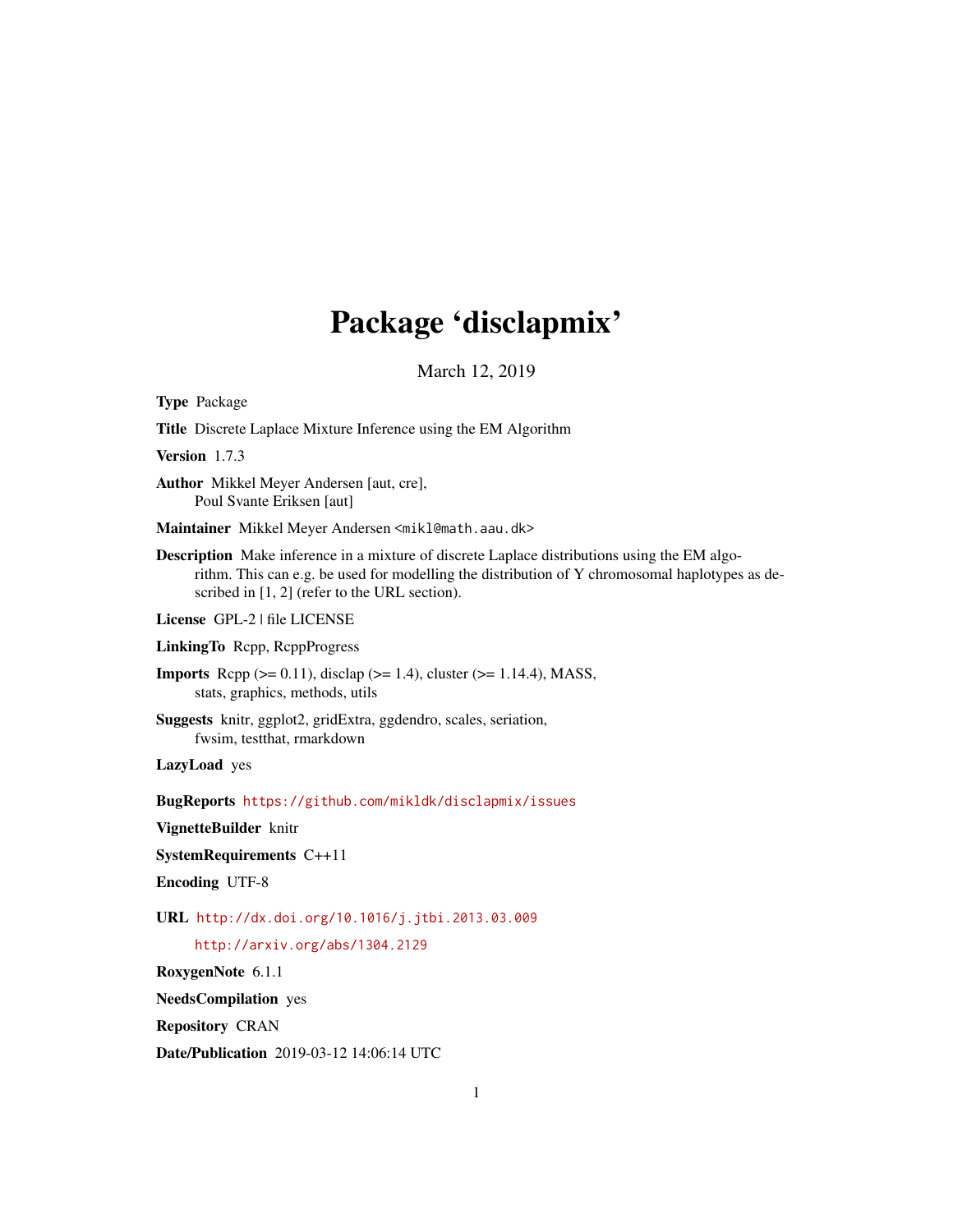# Package 'disclapmix'

March 12, 2019

**Type** Package

**Title** Discrete Laplace Mixture Inference using the EM Algorithm

**Version** 1.7.3

**Author** Mikkel Meyer Andersen [aut, cre],
Poul Svante Eriksen [aut]

**Maintainer** Mikkel Meyer Andersen <mikl@math.aau.dk>

**Description** Make inference in a mixture of discrete Laplace distributions using the EM algorithm. This can e.g. be used for modelling the distribution of Y chromosomal haplotypes as described in [1, 2] (refer to the URL section).

**License** GPL-2 | file LICENSE

**LinkingTo** Rcpp, RcppProgress

**Imports** Rcpp (>= 0.11), disclap (>= 1.4), cluster (>= 1.14.4), MASS, stats, graphics, methods, utils

**Suggests** knitr, ggplot2, gridExtra, ggdendro, scales, seriation, fwsim, testthat, rmarkdown

**LazyLoad** yes

**BugReports** https://github.com/mikldk/disclapmix/issues

**VignetteBuilder** knitr

**SystemRequirements** C++11

**Encoding** UTF-8

**URL** http://dx.doi.org/10.1016/j.jtbi.2013.03.009

http://arxiv.org/abs/1304.2129

**RoxygenNote** 6.1.1

**NeedsCompilation** yes

**Repository** CRAN

**Date/Publication** 2019-03-12 14:06:14 UTC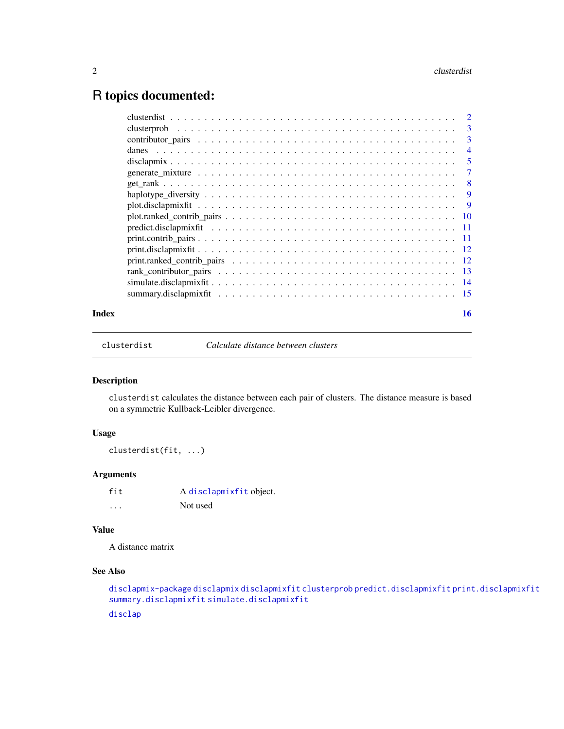# R topics documented:

| | |
|---|---|
| clusterdist | 2 |
| clusterprob | 3 |
| contributor_pairs | 3 |
| danes | 4 |
| disclapmix | 5 |
| generate_mixture | 7 |
| get_rank | 8 |
| haplotype_diversity | 9 |
| plot.disclapmixfit | 9 |
| plot.ranked_contrib_pairs | 10 |
| predict.disclapmixfit | 11 |
| print.contrib_pairs | 11 |
| print.disclapmixfit | 12 |
| print.ranked_contrib_pairs | 12 |
| rank_contributor_pairs | 13 |
| simulate.disclapmixfit | 14 |
| summary.disclapmixfit | 15 |

**Index** **16**

---

`clusterdist` *Calculate distance between clusters*

---

### Description

`clusterdist` calculates the distance between each pair of clusters. The distance measure is based on a symmetric Kullback-Leibler divergence.

### Usage

```
clusterdist(fit, ...)
```

### Arguments

| | |
|---|---|
| `fit` | A `disclapmixfit` object. |
| `...` | Not used |

### Value

A distance matrix

### See Also

`disclapmix-package` `disclapmix` `disclapmixfit` `clusterprob` `predict.disclapmixfit` `print.disclapmixfit` `summary.disclapmixfit` `simulate.disclapmixfit`

`disclap`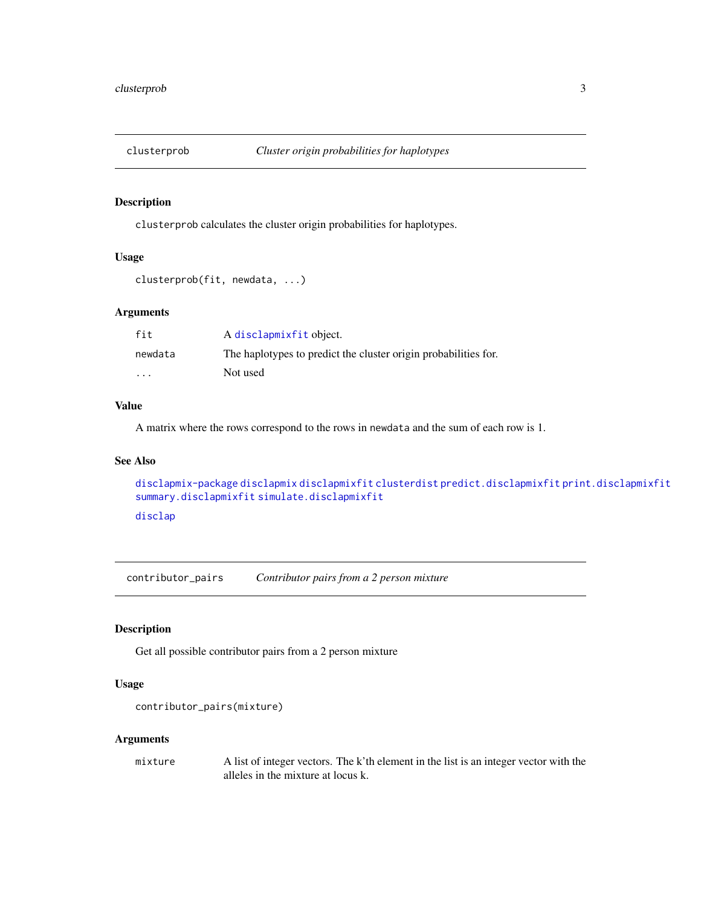## clusterprob — *Cluster origin probabilities for haplotypes*

### Description

`clusterprob` calculates the cluster origin probabilities for haplotypes.

### Usage

```
clusterprob(fit, newdata, ...)
```

### Arguments

| | |
|---|---|
| `fit` | A `disclapmixfit` object. |
| `newdata` | The haplotypes to predict the cluster origin probabilities for. |
| `...` | Not used |

### Value

A matrix where the rows correspond to the rows in `newdata` and the sum of each row is 1.

### See Also

`disclapmix-package` `disclapmix` `disclapmixfit` `clusterdist` `predict.disclapmixfit` `print.disclapmixfit` `summary.disclapmixfit` `simulate.disclapmixfit`

`disclap`

## contributor_pairs — *Contributor pairs from a 2 person mixture*

### Description

Get all possible contributor pairs from a 2 person mixture

### Usage

```
contributor_pairs(mixture)
```

### Arguments

| | |
|---|---|
| `mixture` | A list of integer vectors. The k'th element in the list is an integer vector with the alleles in the mixture at locus k. |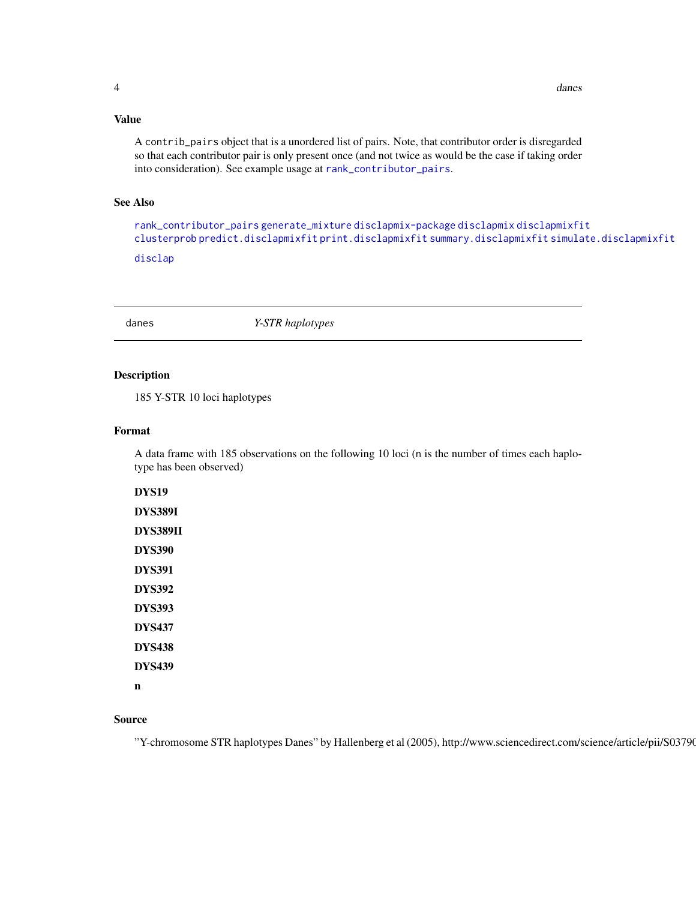### Value

A `contrib_pairs` object that is a unordered list of pairs. Note, that contributor order is disregarded so that each contributor pair is only present once (and not twice as would be the case if taking order into consideration). See example usage at `rank_contributor_pairs`.

### See Also

`rank_contributor_pairs` `generate_mixture` `disclapmix-package` `disclapmix` `disclapmixfit` `clusterprob` `predict.disclapmixfit` `print.disclapmixfit` `summary.disclapmixfit` `simulate.disclapmixfit` `disclap`

---

## danes — *Y-STR haplotypes*

### Description

185 Y-STR 10 loci haplotypes

### Format

A data frame with 185 observations on the following 10 loci (n is the number of times each haplotype has been observed)

**DYS19**

**DYS389I**

**DYS389II**

**DYS390**

**DYS391**

**DYS392**

**DYS393**

**DYS437**

**DYS438**

**DYS439**

**n**

### Source

"Y-chromosome STR haplotypes Danes" by Hallenberg et al (2005), http://www.sciencedirect.com/science/article/pii/S0379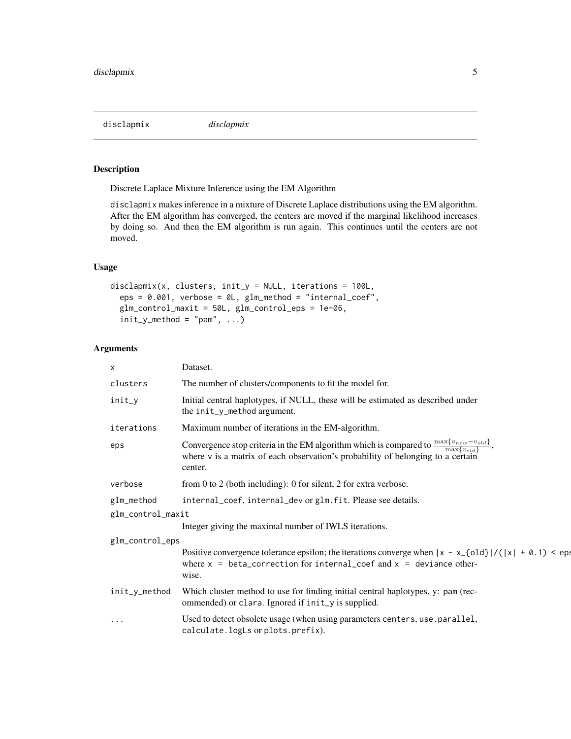# disclapmix *disclapmix*

## Description

Discrete Laplace Mixture Inference using the EM Algorithm

disclapmix makes inference in a mixture of Discrete Laplace distributions using the EM algorithm. After the EM algorithm has converged, the centers are moved if the marginal likelihood increases by doing so. And then the EM algorithm is run again. This continues until the centers are not moved.

## Usage

```
disclapmix(x, clusters, init_y = NULL, iterations = 100L,
  eps = 0.001, verbose = 0L, glm_method = "internal_coef",
  glm_control_maxit = 50L, glm_control_eps = 1e-06,
  init_y_method = "pam", ...)
```

## Arguments

| | |
|---|---|
| x | Dataset. |
| clusters | The number of clusters/components to fit the model for. |
| init_y | Initial central haplotypes, if NULL, these will be estimated as described under the init_y_method argument. |
| iterations | Maximum number of iterations in the EM-algorithm. |
| eps | Convergence stop criteria in the EM algorithm which is compared to $\frac{\max\{v_{new} - v_{old}\}}{\max\{v_{old}\}}$, where v is a matrix of each observation's probability of belonging to a certain center. |
| verbose | from 0 to 2 (both including): 0 for silent, 2 for extra verbose. |
| glm_method | internal_coef, internal_dev or glm.fit. Please see details. |
| glm_control_maxit | Integer giving the maximal number of IWLS iterations. |
| glm_control_eps | Positive convergence tolerance epsilon; the iterations converge when \|x - x_{old}\|/(\|x\| + 0.1) < eps where x = beta_correction for internal_coef and x = deviance otherwise. |
| init_y_method | Which cluster method to use for finding initial central haplotypes, y: pam (recommended) or clara. Ignored if init_y is supplied. |
| ... | Used to detect obsolete usage (when using parameters centers, use.parallel, calculate.logLs or plots.prefix). |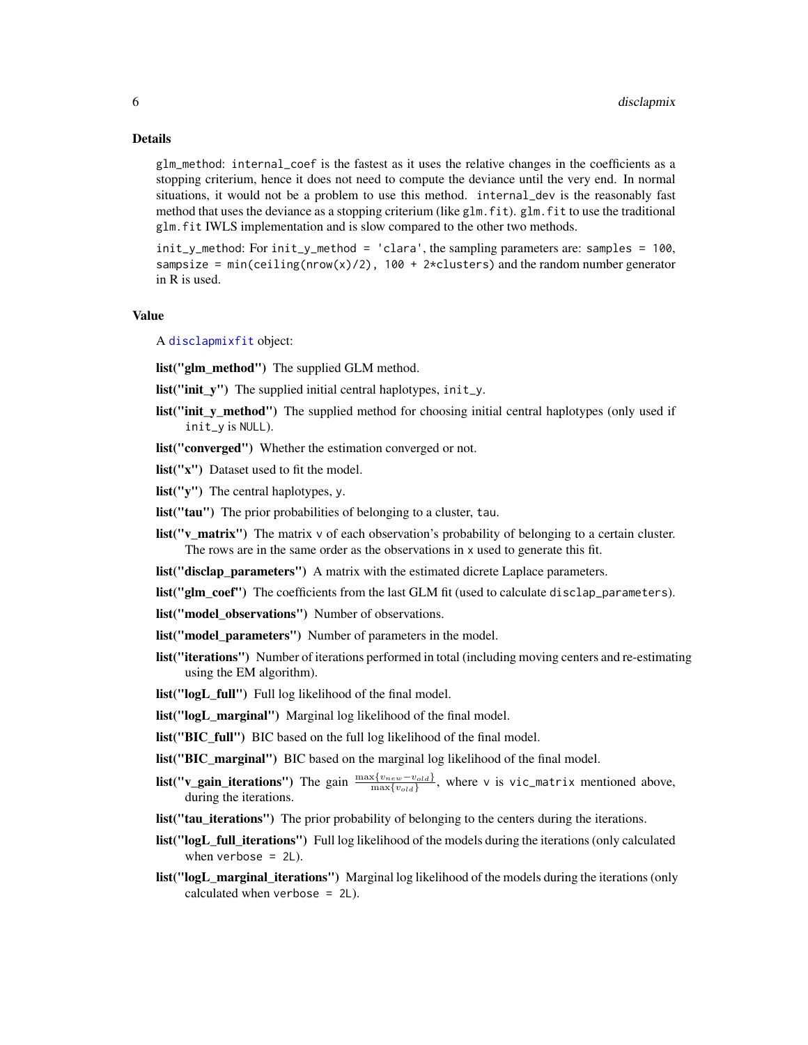### Details

glm_method: internal_coef is the fastest as it uses the relative changes in the coefficients as a stopping criterium, hence it does not need to compute the deviance until the very end. In normal situations, it would not be a problem to use this method. internal_dev is the reasonably fast method that uses the deviance as a stopping criterium (like glm.fit). glm.fit to use the traditional glm.fit IWLS implementation and is slow compared to the other two methods.

init_y_method: For init_y_method = 'clara', the sampling parameters are: samples = 100, sampsize = min(ceiling(nrow(x)/2), 100 + 2*clusters) and the random number generator in R is used.

### Value

A disclapmixfit object:

**list("glm_method")** The supplied GLM method.

**list("init_y")** The supplied initial central haplotypes, init_y.

**list("init_y_method")** The supplied method for choosing initial central haplotypes (only used if init_y is NULL).

**list("converged")** Whether the estimation converged or not.

**list("x")** Dataset used to fit the model.

**list("y")** The central haplotypes, y.

**list("tau")** The prior probabilities of belonging to a cluster, tau.

**list("v_matrix")** The matrix v of each observation's probability of belonging to a certain cluster. The rows are in the same order as the observations in x used to generate this fit.

**list("disclap_parameters")** A matrix with the estimated dicrete Laplace parameters.

**list("glm_coef")** The coefficients from the last GLM fit (used to calculate disclap_parameters).

**list("model_observations")** Number of observations.

**list("model_parameters")** Number of parameters in the model.

**list("iterations")** Number of iterations performed in total (including moving centers and re-estimating using the EM algorithm).

**list("logL_full")** Full log likelihood of the final model.

**list("logL_marginal")** Marginal log likelihood of the final model.

**list("BIC_full")** BIC based on the full log likelihood of the final model.

**list("BIC_marginal")** BIC based on the marginal log likelihood of the final model.

**list("v_gain_iterations")** The gain $\frac{\max\{v_{new} - v_{old}\}}{\max\{v_{old}\}}$, where v is vic_matrix mentioned above, during the iterations.

**list("tau_iterations")** The prior probability of belonging to the centers during the iterations.

**list("logL_full_iterations")** Full log likelihood of the models during the iterations (only calculated when verbose = 2L).

**list("logL_marginal_iterations")** Marginal log likelihood of the models during the iterations (only calculated when verbose = 2L).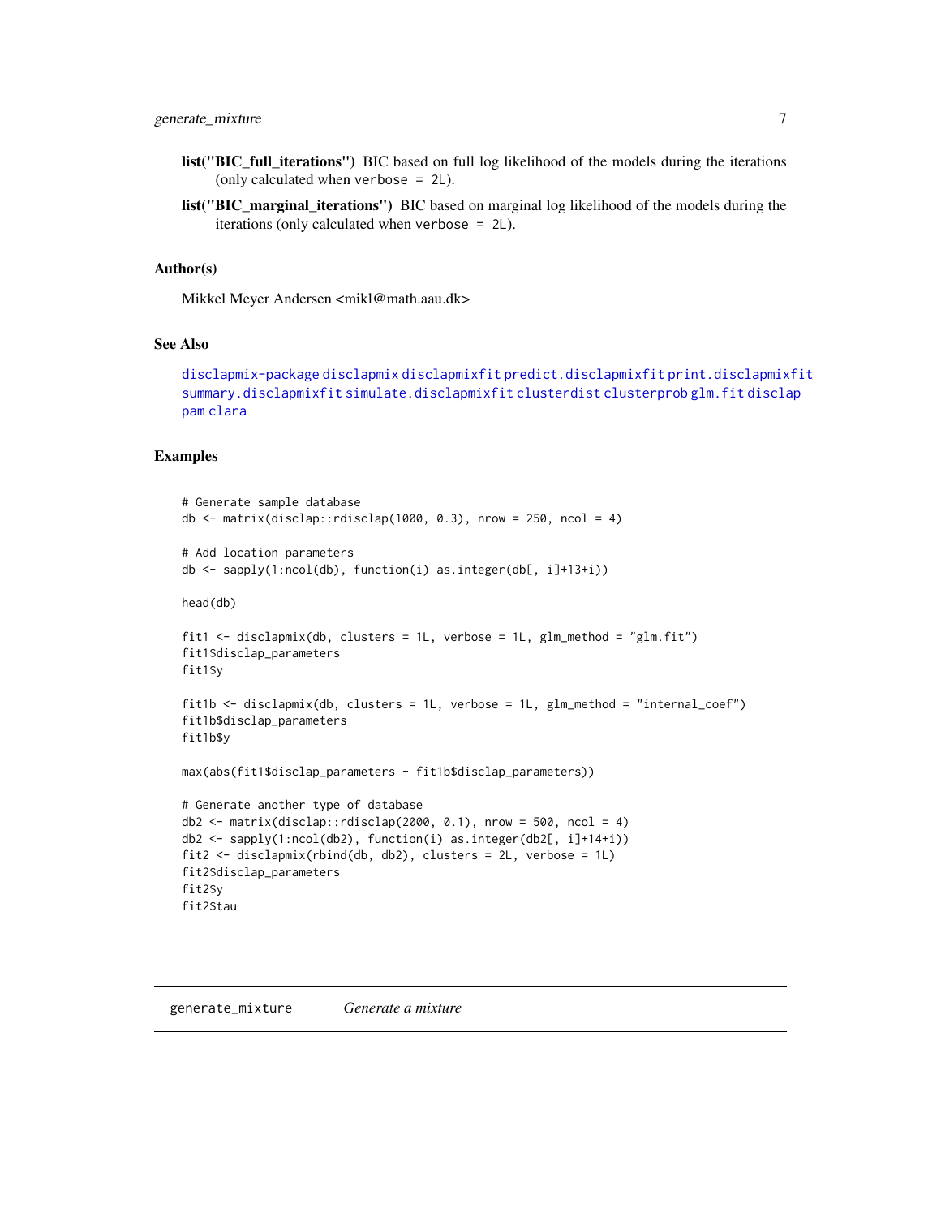**list("BIC_full_iterations")** BIC based on full log likelihood of the models during the iterations (only calculated when `verbose = 2L`).

**list("BIC_marginal_iterations")** BIC based on marginal log likelihood of the models during the iterations (only calculated when `verbose = 2L`).

### Author(s)

Mikkel Meyer Andersen <mikl@math.aau.dk>

### See Also

disclapmix-package disclapmix disclapmixfit predict.disclapmixfit print.disclapmixfit summary.disclapmixfit simulate.disclapmixfit clusterdist clusterprob glm.fit disclap pam clara

### Examples

```
# Generate sample database
db <- matrix(disclap::rdisclap(1000, 0.3), nrow = 250, ncol = 4)

# Add location parameters
db <- sapply(1:ncol(db), function(i) as.integer(db[, i]+13+i))

head(db)

fit1 <- disclapmix(db, clusters = 1L, verbose = 1L, glm_method = "glm.fit")
fit1$disclap_parameters
fit1$y

fit1b <- disclapmix(db, clusters = 1L, verbose = 1L, glm_method = "internal_coef")
fit1b$disclap_parameters
fit1b$y

max(abs(fit1$disclap_parameters - fit1b$disclap_parameters))

# Generate another type of database
db2 <- matrix(disclap::rdisclap(2000, 0.1), nrow = 500, ncol = 4)
db2 <- sapply(1:ncol(db2), function(i) as.integer(db2[, i]+14+i))
fit2 <- disclapmix(rbind(db, db2), clusters = 2L, verbose = 1L)
fit2$disclap_parameters
fit2$y
fit2$tau
```

---

## generate_mixture &nbsp;&nbsp;&nbsp; *Generate a mixture*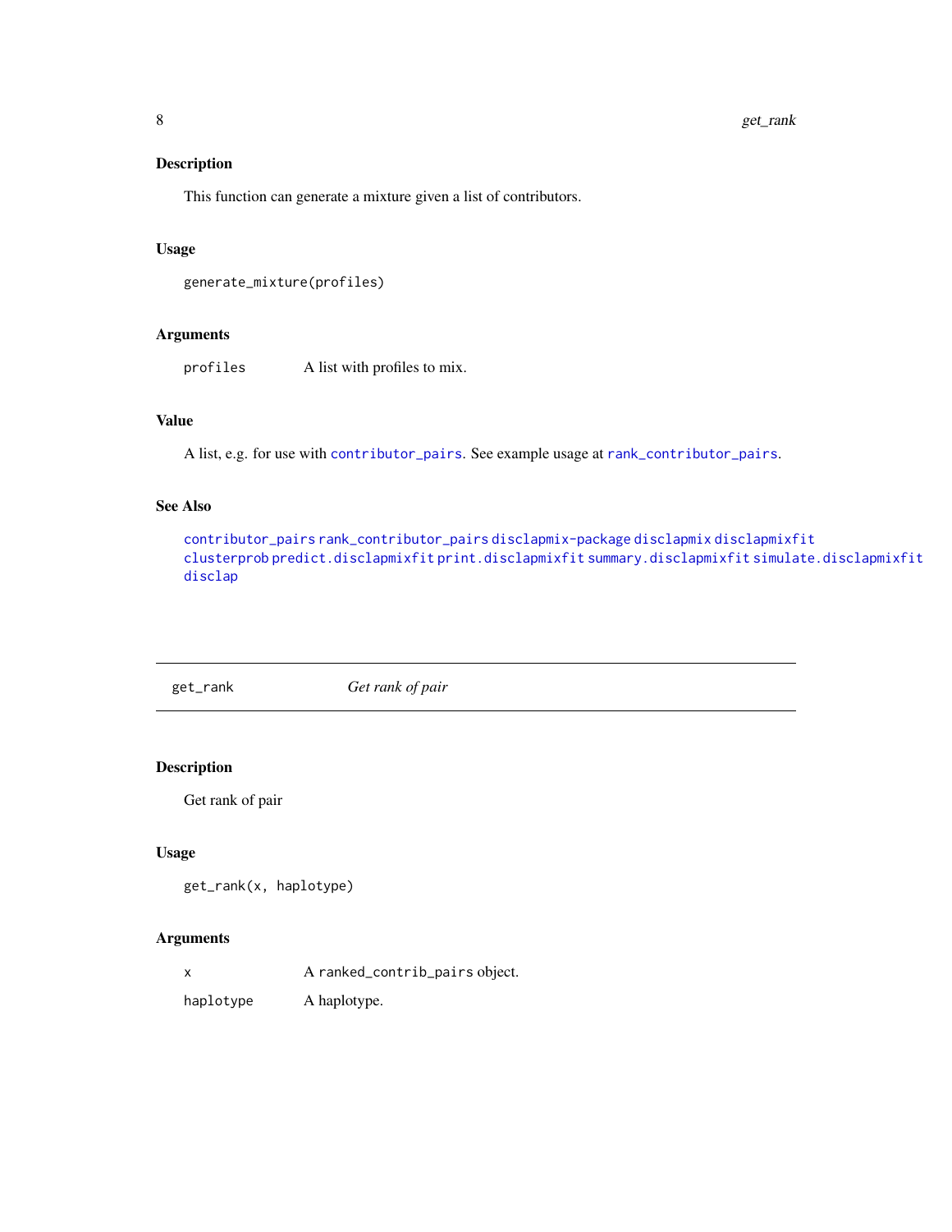## Description

This function can generate a mixture given a list of contributors.

## Usage

```
generate_mixture(profiles)
```

## Arguments

| | |
|---|---|
| profiles | A list with profiles to mix. |

## Value

A list, e.g. for use with `contributor_pairs`. See example usage at `rank_contributor_pairs`.

## See Also

`contributor_pairs` `rank_contributor_pairs` `disclapmix-package` `disclapmix` `disclapmixfit` `clusterprob` `predict.disclapmixfit` `print.disclapmixfit` `summary.disclapmixfit` `simulate.disclapmixfit` `disclap`

---

# get_rank — *Get rank of pair*

## Description

Get rank of pair

## Usage

```
get_rank(x, haplotype)
```

## Arguments

| | |
|---|---|
| x | A `ranked_contrib_pairs` object. |
| haplotype | A haplotype. |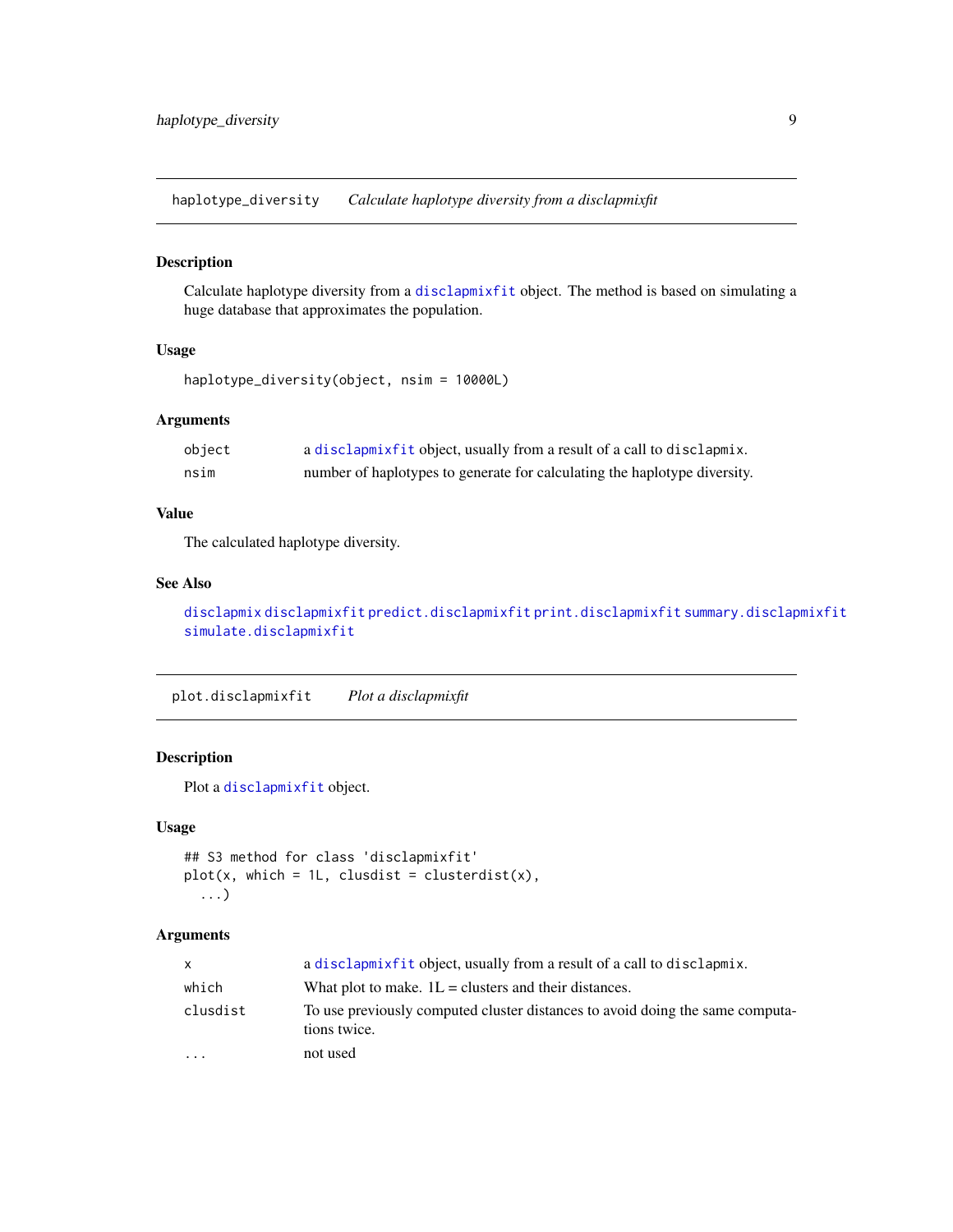## haplotype_diversity — *Calculate haplotype diversity from a disclapmixfit*

### Description

Calculate haplotype diversity from a disclapmixfit object. The method is based on simulating a huge database that approximates the population.

### Usage

```
haplotype_diversity(object, nsim = 10000L)
```

### Arguments

| | |
|---|---|
| object | a disclapmixfit object, usually from a result of a call to disclapmix. |
| nsim | number of haplotypes to generate for calculating the haplotype diversity. |

### Value

The calculated haplotype diversity.

### See Also

disclapmix disclapmixfit predict.disclapmixfit print.disclapmixfit summary.disclapmixfit simulate.disclapmixfit

## plot.disclapmixfit — *Plot a disclapmixfit*

### Description

Plot a disclapmixfit object.

### Usage

```
## S3 method for class 'disclapmixfit'
plot(x, which = 1L, clusdist = clusterdist(x),
  ...)
```

### Arguments

| | |
|---|---|
| x | a disclapmixfit object, usually from a result of a call to disclapmix. |
| which | What plot to make. 1L = clusters and their distances. |
| clusdist | To use previously computed cluster distances to avoid doing the same computations twice. |
| ... | not used |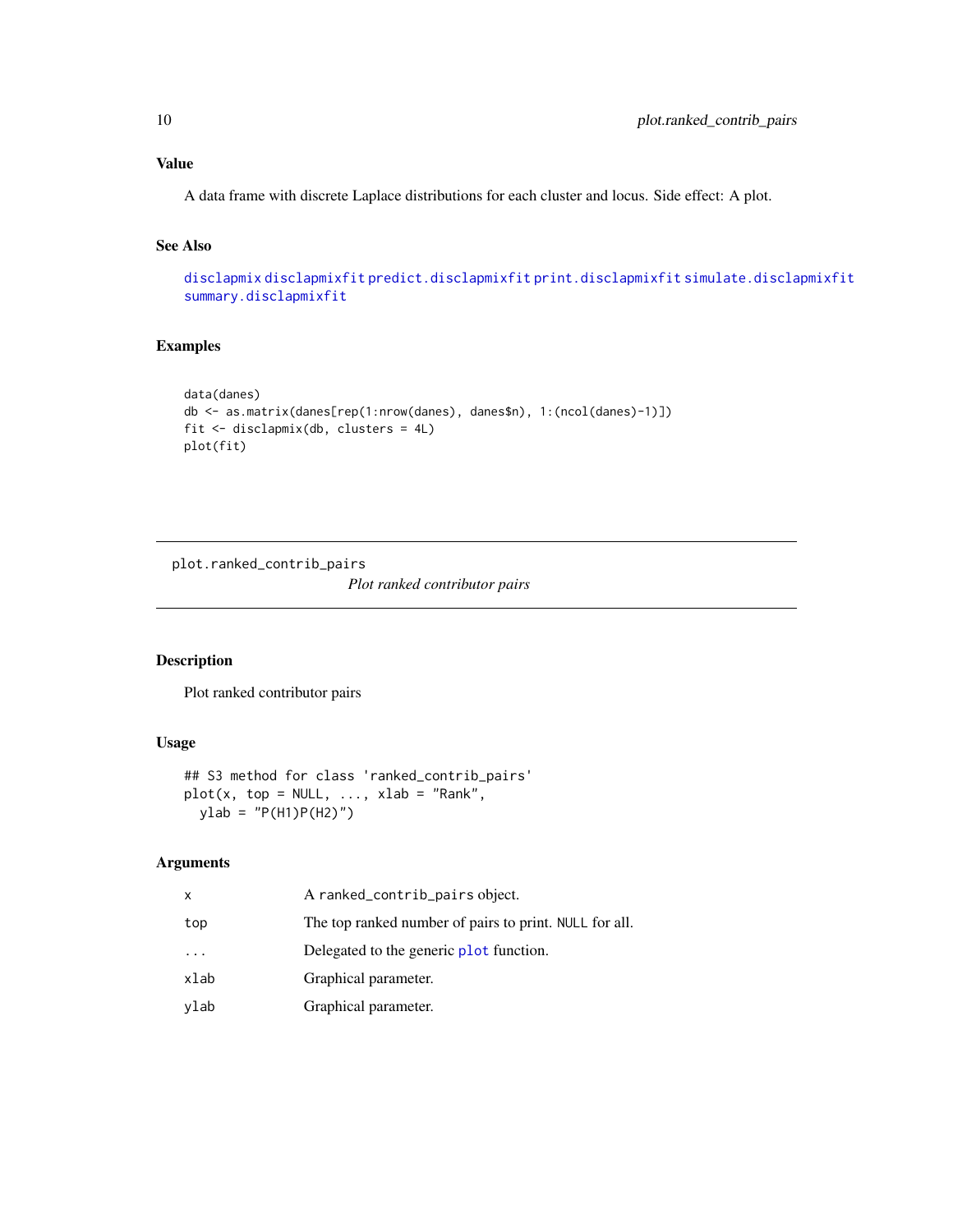### Value

A data frame with discrete Laplace distributions for each cluster and locus. Side effect: A plot.

### See Also

disclapmix disclapmixfit predict.disclapmixfit print.disclapmixfit simulate.disclapmixfit summary.disclapmixfit

### Examples

```
data(danes)
db <- as.matrix(danes[rep(1:nrow(danes), danes$n), 1:(ncol(danes)-1)])
fit <- disclapmix(db, clusters = 4L)
plot(fit)
```

---

## plot.ranked_contrib_pairs

*Plot ranked contributor pairs*

---

### Description

Plot ranked contributor pairs

### Usage

```
## S3 method for class 'ranked_contrib_pairs'
plot(x, top = NULL, ..., xlab = "Rank",
  ylab = "P(H1)P(H2)")
```

### Arguments

| | |
|---|---|
| x | A ranked_contrib_pairs object. |
| top | The top ranked number of pairs to print. NULL for all. |
| ... | Delegated to the generic plot function. |
| xlab | Graphical parameter. |
| ylab | Graphical parameter. |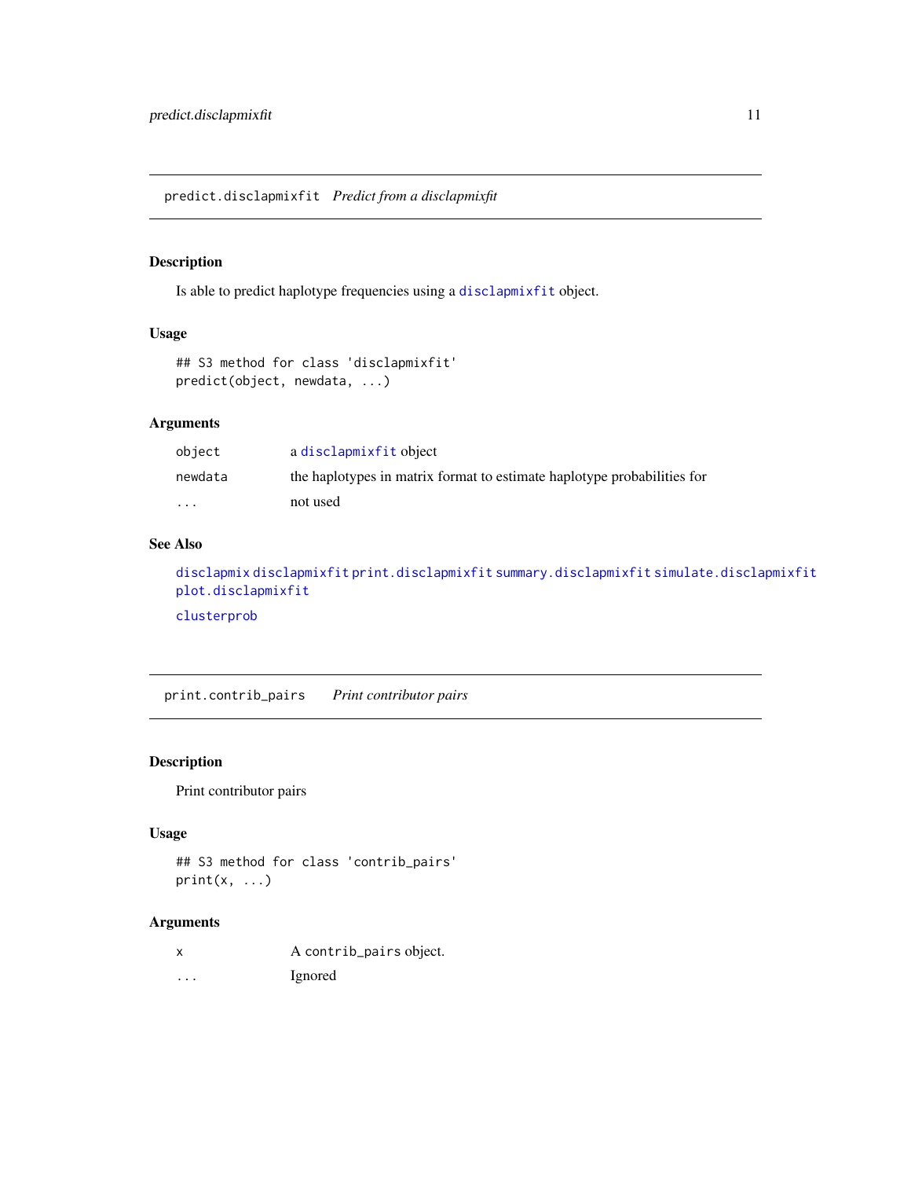## predict.disclapmixfit *Predict from a disclapmixfit*

### Description

Is able to predict haplotype frequencies using a `disclapmixfit` object.

### Usage

```
## S3 method for class 'disclapmixfit'
predict(object, newdata, ...)
```

### Arguments

| | |
|---|---|
| `object` | a `disclapmixfit` object |
| `newdata` | the haplotypes in matrix format to estimate haplotype probabilities for |
| `...` | not used |

### See Also

`disclapmix` `disclapmixfit` `print.disclapmixfit` `summary.disclapmixfit` `simulate.disclapmixfit` `plot.disclapmixfit`

`clusterprob`

## print.contrib_pairs *Print contributor pairs*

### Description

Print contributor pairs

### Usage

```
## S3 method for class 'contrib_pairs'
print(x, ...)
```

### Arguments

| | |
|---|---|
| `x` | A `contrib_pairs` object. |
| `...` | Ignored |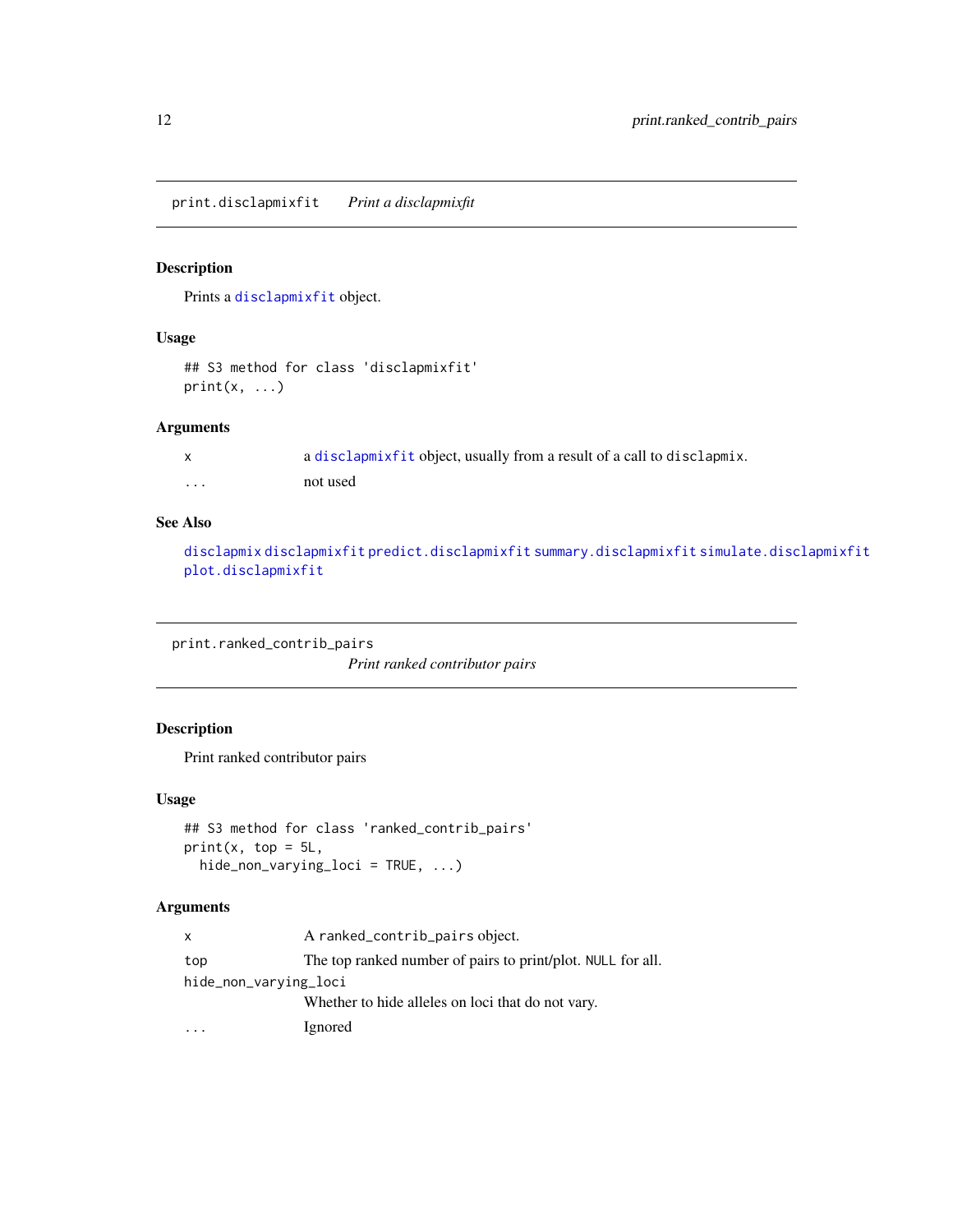## print.disclapmixfit — *Print a disclapmixfit*

### Description

Prints a `disclapmixfit` object.

### Usage

```
## S3 method for class 'disclapmixfit'
print(x, ...)
```

### Arguments

| | |
|---|---|
| `x` | a `disclapmixfit` object, usually from a result of a call to `disclapmix`. |
| `...` | not used |

### See Also

`disclapmix` `disclapmixfit` `predict.disclapmixfit` `summary.disclapmixfit` `simulate.disclapmixfit` `plot.disclapmixfit`

## print.ranked_contrib_pairs — *Print ranked contributor pairs*

### Description

Print ranked contributor pairs

### Usage

```
## S3 method for class 'ranked_contrib_pairs'
print(x, top = 5L,
  hide_non_varying_loci = TRUE, ...)
```

### Arguments

| | |
|---|---|
| `x` | A `ranked_contrib_pairs` object. |
| `top` | The top ranked number of pairs to print/plot. `NULL` for all. |
| `hide_non_varying_loci` | Whether to hide alleles on loci that do not vary. |
| `...` | Ignored |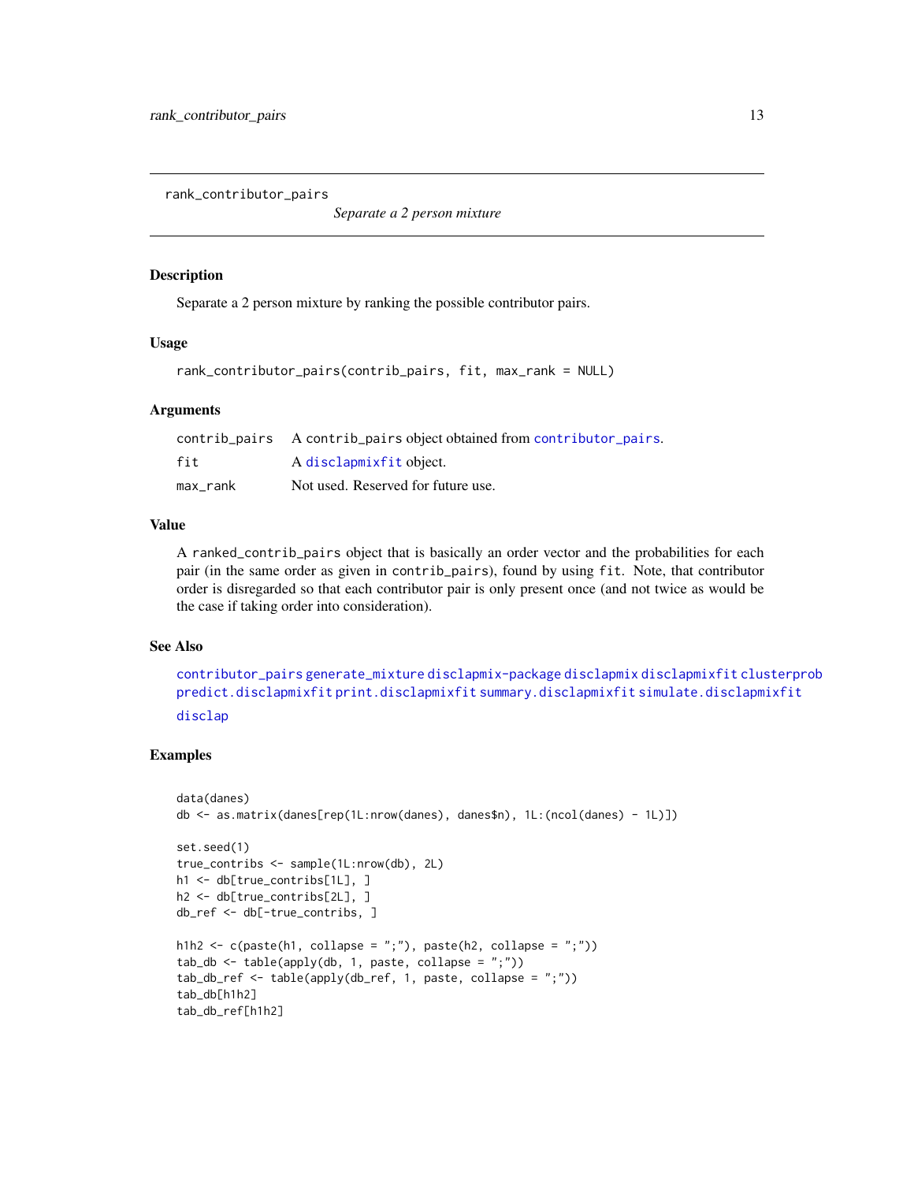# rank_contributor_pairs

*Separate a 2 person mixture*

## Description

Separate a 2 person mixture by ranking the possible contributor pairs.

## Usage

```
rank_contributor_pairs(contrib_pairs, fit, max_rank = NULL)
```

## Arguments

| | |
|---|---|
| contrib_pairs | A contrib_pairs object obtained from contributor_pairs. |
| fit | A disclapmixfit object. |
| max_rank | Not used. Reserved for future use. |

## Value

A ranked_contrib_pairs object that is basically an order vector and the probabilities for each pair (in the same order as given in contrib_pairs), found by using fit. Note, that contributor order is disregarded so that each contributor pair is only present once (and not twice as would be the case if taking order into consideration).

## See Also

contributor_pairs generate_mixture disclapmix-package disclapmix disclapmixfit clusterprob predict.disclapmixfit print.disclapmixfit summary.disclapmixfit simulate.disclapmixfit disclap

## Examples

```
data(danes)
db <- as.matrix(danes[rep(1L:nrow(danes), danes$n), 1L:(ncol(danes) - 1L)])

set.seed(1)
true_contribs <- sample(1L:nrow(db), 2L)
h1 <- db[true_contribs[1L], ]
h2 <- db[true_contribs[2L], ]
db_ref <- db[-true_contribs, ]

h1h2 <- c(paste(h1, collapse = ";"), paste(h2, collapse = ";"))
tab_db <- table(apply(db, 1, paste, collapse = ";"))
tab_db_ref <- table(apply(db_ref, 1, paste, collapse = ";"))
tab_db[h1h2]
tab_db_ref[h1h2]
```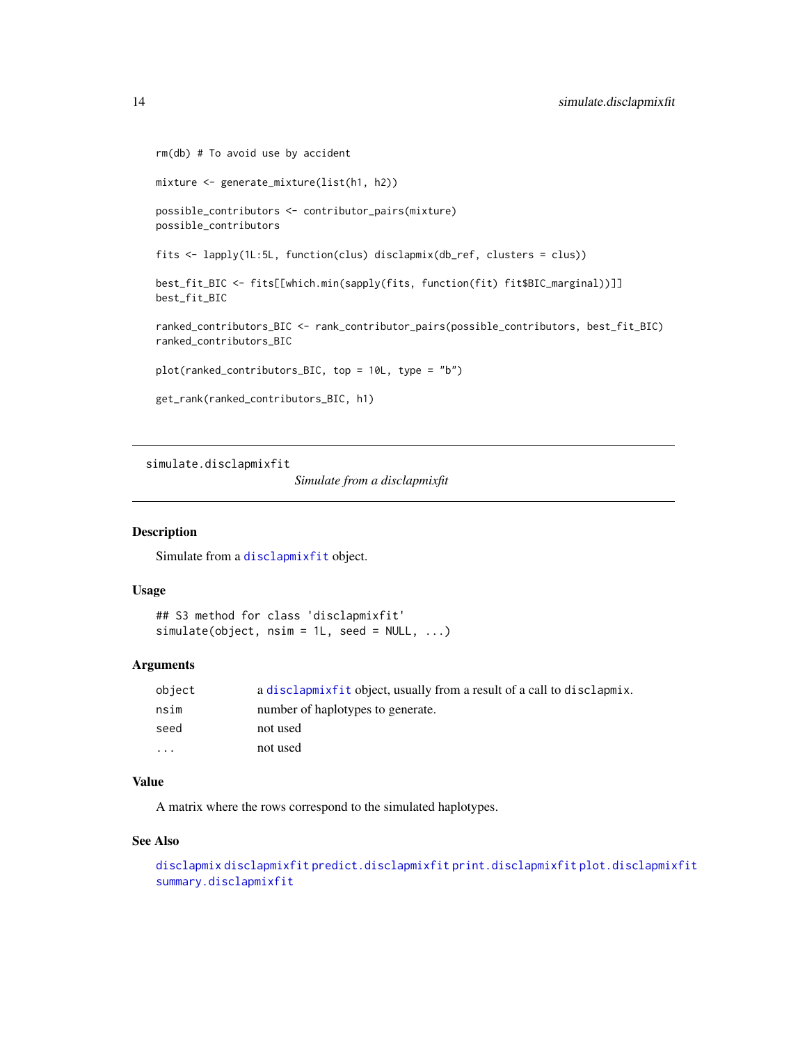```
rm(db) # To avoid use by accident

mixture <- generate_mixture(list(h1, h2))

possible_contributors <- contributor_pairs(mixture)
possible_contributors

fits <- lapply(1L:5L, function(clus) disclapmix(db_ref, clusters = clus))

best_fit_BIC <- fits[[which.min(sapply(fits, function(fit) fit$BIC_marginal))]]
best_fit_BIC

ranked_contributors_BIC <- rank_contributor_pairs(possible_contributors, best_fit_BIC)
ranked_contributors_BIC

plot(ranked_contributors_BIC, top = 10L, type = "b")

get_rank(ranked_contributors_BIC, h1)
```

---

## simulate.disclapmixfit

*Simulate from a disclapmixfit*

---

### Description

Simulate from a disclapmixfit object.

### Usage

```
## S3 method for class 'disclapmixfit'
simulate(object, nsim = 1L, seed = NULL, ...)
```

### Arguments

| | |
|---|---|
| `object` | a disclapmixfit object, usually from a result of a call to `disclapmix`. |
| `nsim` | number of haplotypes to generate. |
| `seed` | not used |
| `...` | not used |

### Value

A matrix where the rows correspond to the simulated haplotypes.

### See Also

disclapmix disclapmixfit predict.disclapmixfit print.disclapmixfit plot.disclapmixfit summary.disclapmixfit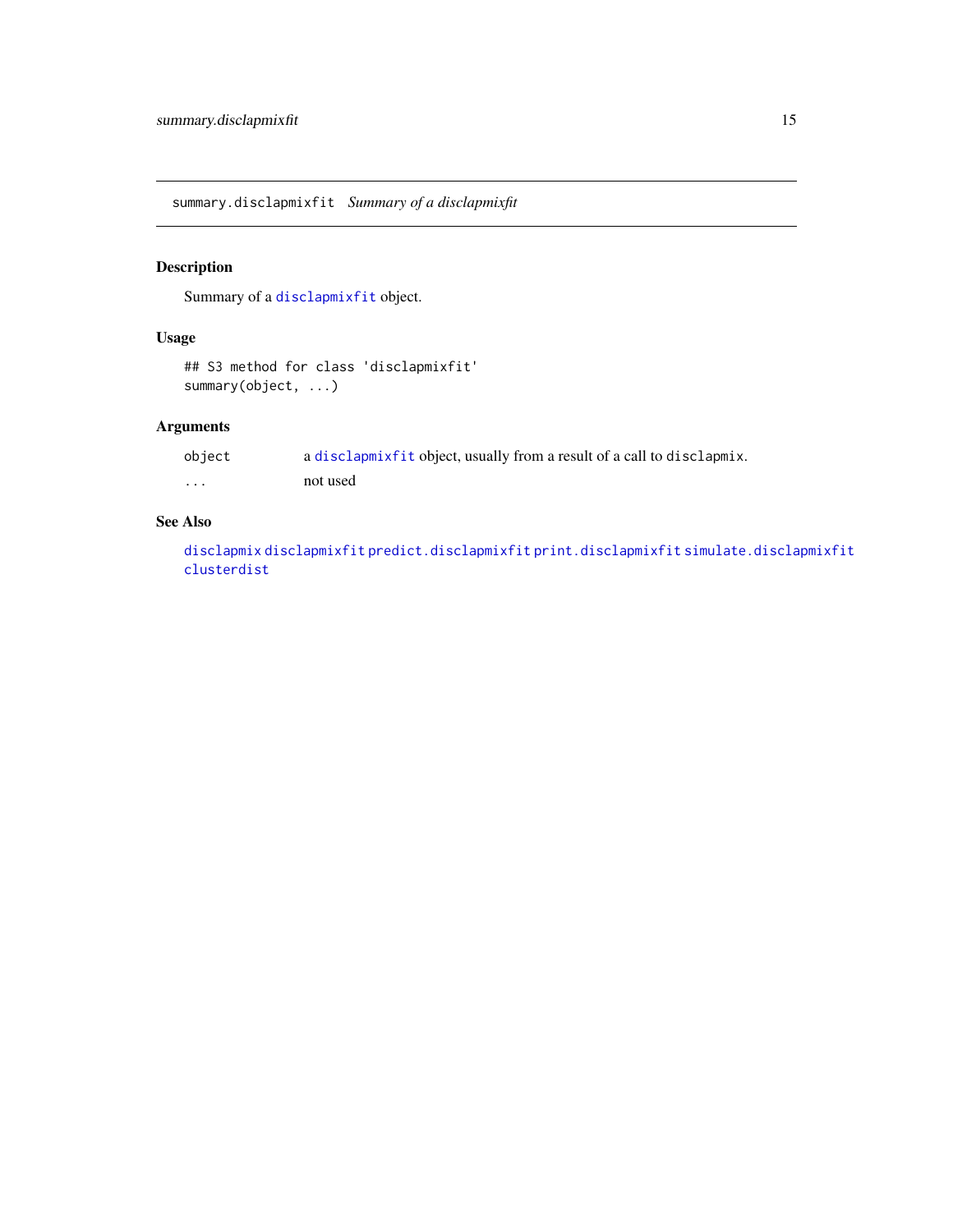## summary.disclapmixfit *Summary of a disclapmixfit*

### Description

Summary of a disclapmixfit object.

### Usage

```
## S3 method for class 'disclapmixfit'
summary(object, ...)
```

### Arguments

| | |
|---|---|
| object | a disclapmixfit object, usually from a result of a call to disclapmix. |
| ... | not used |

### See Also

disclapmix disclapmixfit predict.disclapmixfit print.disclapmixfit simulate.disclapmixfit clusterdist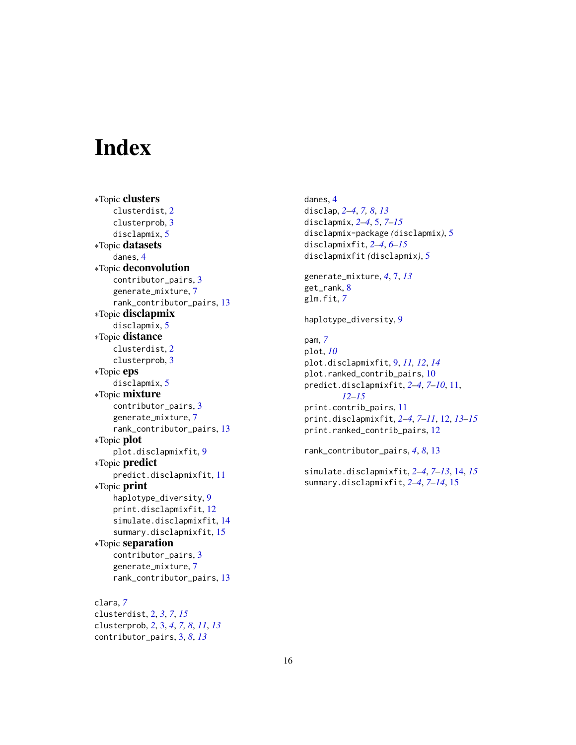# Index

∗Topic **clusters**
- clusterdist, 2
- clusterprob, 3
- disclapmix, 5

∗Topic **datasets**
- danes, 4

∗Topic **deconvolution**
- contributor_pairs, 3
- generate_mixture, 7
- rank_contributor_pairs, 13

∗Topic **disclapmix**
- disclapmix, 5

∗Topic **distance**
- clusterdist, 2
- clusterprob, 3

∗Topic **eps**
- disclapmix, 5

∗Topic **mixture**
- contributor_pairs, 3
- generate_mixture, 7
- rank_contributor_pairs, 13

∗Topic **plot**
- plot.disclapmixfit, 9

∗Topic **predict**
- predict.disclapmixfit, 11

∗Topic **print**
- haplotype_diversity, 9
- print.disclapmixfit, 12
- simulate.disclapmixfit, 14
- summary.disclapmixfit, 15

∗Topic **separation**
- contributor_pairs, 3
- generate_mixture, 7
- rank_contributor_pairs, 13

clara, *7*
clusterdist, 2, *3*, *7*, *15*
clusterprob, *2*, 3, *4*, *7, 8*, *11*, *13*
contributor_pairs, 3, *8*, *13*

danes, 4
disclap, *2–4*, *7, 8*, *13*
disclapmix, *2–4*, 5, *7–15*
disclapmix-package *(*disclapmix*)*, 5
disclapmixfit, *2–4*, *6–15*
disclapmixfit *(*disclapmix*)*, 5

generate_mixture, *4*, 7, *13*
get_rank, 8
glm.fit, *7*

haplotype_diversity, 9

pam, *7*
plot, *10*
plot.disclapmixfit, 9, *11, 12*, *14*
plot.ranked_contrib_pairs, 10
predict.disclapmixfit, *2–4*, *7–10*, 11, *12–15*
print.contrib_pairs, 11
print.disclapmixfit, *2–4*, *7–11*, 12, *13–15*
print.ranked_contrib_pairs, 12

rank_contributor_pairs, *4*, *8*, 13

simulate.disclapmixfit, *2–4*, *7–13*, 14, *15*
summary.disclapmixfit, *2–4*, *7–14*, 15